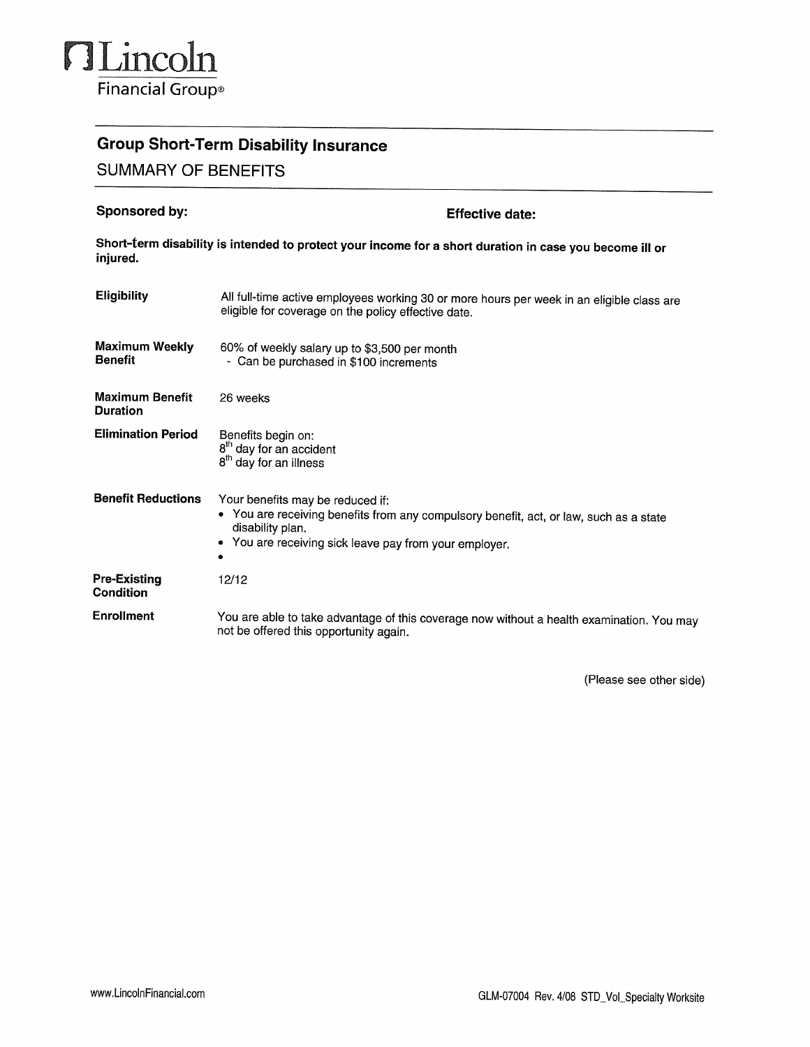# Lincoln Financial Group®

## Group Short-Term Disability Insurance

SUMMARY OF BENEFITS

**Sponsored by:** **Effective date:**

**Short-term disability is intended to protect your income for a short duration in case you become ill or injured.**

| | |
|---|---|
| **Eligibility** | All full-time active employees working 30 or more hours per week in an eligible class are eligible for coverage on the policy effective date. |
| **Maximum Weekly Benefit** | 60% of weekly salary up to $3,500 per month<br>- Can be purchased in $100 increments |
| **Maximum Benefit Duration** | 26 weeks |
| **Elimination Period** | Benefits begin on:<br>8th day for an accident<br>8th day for an illness |
| **Benefit Reductions** | Your benefits may be reduced if:<br>• You are receiving benefits from any compulsory benefit, act, or law, such as a state disability plan.<br>• You are receiving sick leave pay from your employer.<br>• |
| **Pre-Existing Condition** | 12/12 |
| **Enrollment** | You are able to take advantage of this coverage now without a health examination. You may not be offered this opportunity again. |

(Please see other side)

www.LincolnFinancial.com

GLM-07004 Rev. 4/08 STD_Vol_Specialty Worksite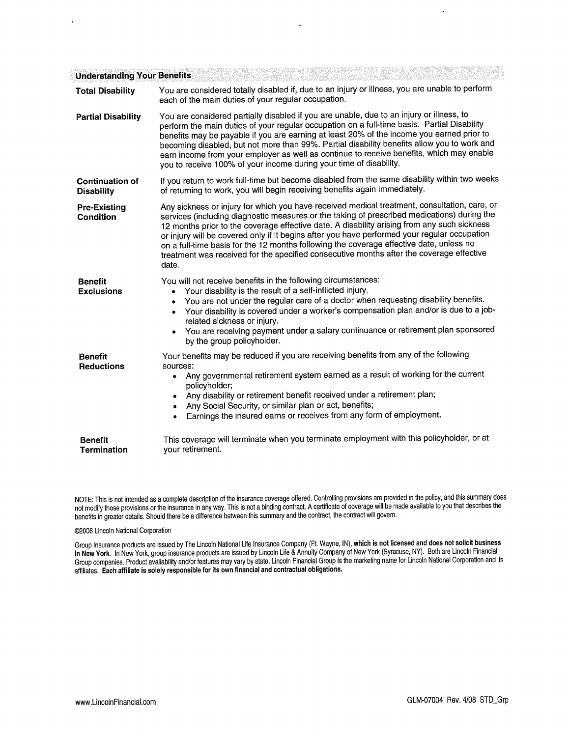## Understanding Your Benefits

**Total Disability**

You are considered totally disabled if, due to an injury or illness, you are unable to perform each of the main duties of your regular occupation.

**Partial Disability**

You are considered partially disabled if you are unable, due to an injury or illness, to perform the main duties of your regular occupation on a full-time basis. Partial Disability benefits may be payable if you are earning at least 20% of the income you earned prior to becoming disabled, but not more than 99%. Partial disability benefits allow you to work and earn income from your employer as well as continue to receive benefits, which may enable you to receive 100% of your income during your time of disability.

**Continuation of Disability**

If you return to work full-time but become disabled from the same disability within two weeks of returning to work, you will begin receiving benefits again immediately.

**Pre-Existing Condition**

Any sickness or injury for which you have received medical treatment, consultation, care, or services (including diagnostic measures or the taking of prescribed medications) during the 12 months prior to the coverage effective date. A disability arising from any such sickness or injury will be covered only if it begins after you have performed your regular occupation on a full-time basis for the 12 months following the coverage effective date, unless no treatment was received for the specified consecutive months after the coverage effective date.

**Benefit Exclusions**

You will not receive benefits in the following circumstances:

- Your disability is the result of a self-inflicted injury.
- You are not under the regular care of a doctor when requesting disability benefits.
- Your disability is covered under a worker's compensation plan and/or is due to a job-related sickness or injury.
- You are receiving payment under a salary continuance or retirement plan sponsored by the group policyholder.

**Benefit Reductions**

Your benefits may be reduced if you are receiving benefits from any of the following sources:

- Any governmental retirement system earned as a result of working for the current policyholder;
- Any disability or retirement benefit received under a retirement plan;
- Any Social Security, or similar plan or act, benefits;
- Earnings the insured earns or receives from any form of employment.

**Benefit Termination**

This coverage will terminate when you terminate employment with this policyholder, or at your retirement.

NOTE: This is not intended as a complete description of the insurance coverage offered. Controlling provisions are provided in the policy, and this summary does not modify those provisions or the insurance in any way. This is not a binding contract. A certificate of coverage will be made available to you that describes the benefits in greater details. Should there be a difference between this summary and the contract, the contract will govern.

©2008 Lincoln National Corporation

Group Insurance products are issued by The Lincoln National Life Insurance Company (Ft. Wayne, IN), **which is not licensed and does not solicit business in New York.** In New York, group insurance products are issued by Lincoln Life & Annuity Company of New York (Syracuse, NY). Both are Lincoln Financial Group companies. Product availability and/or features may vary by state. Lincoln Financial Group is the marketing name for Lincoln National Corporation and its affiliates. **Each affiliate is solely responsible for its own financial and contractual obligations.**

www.LincolnFinancial.com

GLM-07004 Rev. 4/08 STD_Grp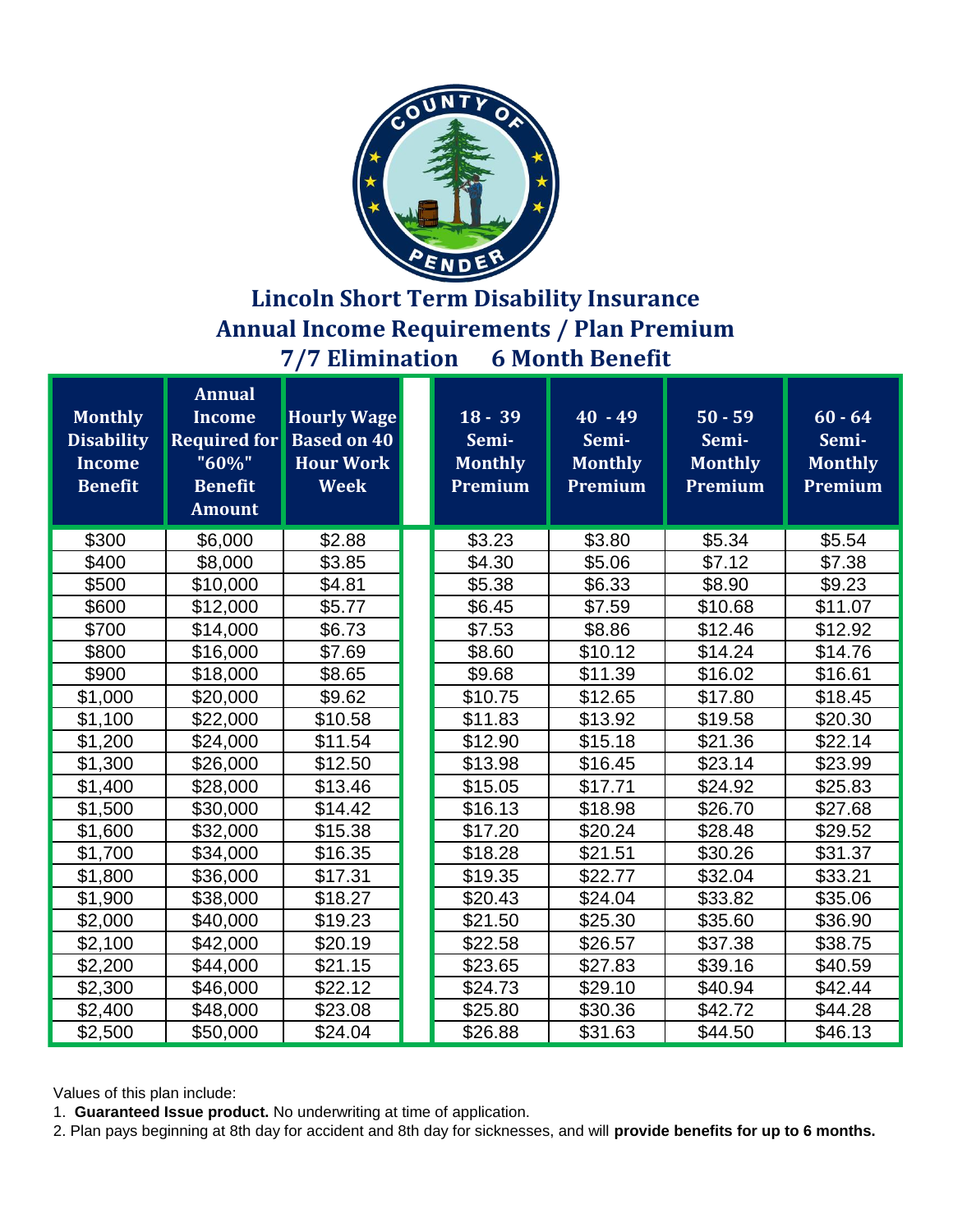# Lincoln Short Term Disability Insurance
## Annual Income Requirements / Plan Premium
### 7/7 Elimination 6 Month Benefit

| Monthly Disability Income Benefit | Annual Income Required for "60%" Benefit Amount | Hourly Wage Based on 40 Hour Work Week | 18 - 39 Semi-Monthly Premium | 40 - 49 Semi-Monthly Premium | 50 - 59 Semi-Monthly Premium | 60 - 64 Semi-Monthly Premium |
|---|---|---|---|---|---|---|
| $300 | $6,000 | $2.88 | $3.23 | $3.80 | $5.34 | $5.54 |
| $400 | $8,000 | $3.85 | $4.30 | $5.06 | $7.12 | $7.38 |
| $500 | $10,000 | $4.81 | $5.38 | $6.33 | $8.90 | $9.23 |
| $600 | $12,000 | $5.77 | $6.45 | $7.59 | $10.68 | $11.07 |
| $700 | $14,000 | $6.73 | $7.53 | $8.86 | $12.46 | $12.92 |
| $800 | $16,000 | $7.69 | $8.60 | $10.12 | $14.24 | $14.76 |
| $900 | $18,000 | $8.65 | $9.68 | $11.39 | $16.02 | $16.61 |
| $1,000 | $20,000 | $9.62 | $10.75 | $12.65 | $17.80 | $18.45 |
| $1,100 | $22,000 | $10.58 | $11.83 | $13.92 | $19.58 | $20.30 |
| $1,200 | $24,000 | $11.54 | $12.90 | $15.18 | $21.36 | $22.14 |
| $1,300 | $26,000 | $12.50 | $13.98 | $16.45 | $23.14 | $23.99 |
| $1,400 | $28,000 | $13.46 | $15.05 | $17.71 | $24.92 | $25.83 |
| $1,500 | $30,000 | $14.42 | $16.13 | $18.98 | $26.70 | $27.68 |
| $1,600 | $32,000 | $15.38 | $17.20 | $20.24 | $28.48 | $29.52 |
| $1,700 | $34,000 | $16.35 | $18.28 | $21.51 | $30.26 | $31.37 |
| $1,800 | $36,000 | $17.31 | $19.35 | $22.77 | $32.04 | $33.21 |
| $1,900 | $38,000 | $18.27 | $20.43 | $24.04 | $33.82 | $35.06 |
| $2,000 | $40,000 | $19.23 | $21.50 | $25.30 | $35.60 | $36.90 |
| $2,100 | $42,000 | $20.19 | $22.58 | $26.57 | $37.38 | $38.75 |
| $2,200 | $44,000 | $21.15 | $23.65 | $27.83 | $39.16 | $40.59 |
| $2,300 | $46,000 | $22.12 | $24.73 | $29.10 | $40.94 | $42.44 |
| $2,400 | $48,000 | $23.08 | $25.80 | $30.36 | $42.72 | $44.28 |
| $2,500 | $50,000 | $24.04 | $26.88 | $31.63 | $44.50 | $46.13 |

Values of this plan include:

1. **Guaranteed Issue product.** No underwriting at time of application.
2. Plan pays beginning at 8th day for accident and 8th day for sicknesses, and will **provide benefits for up to 6 months.**